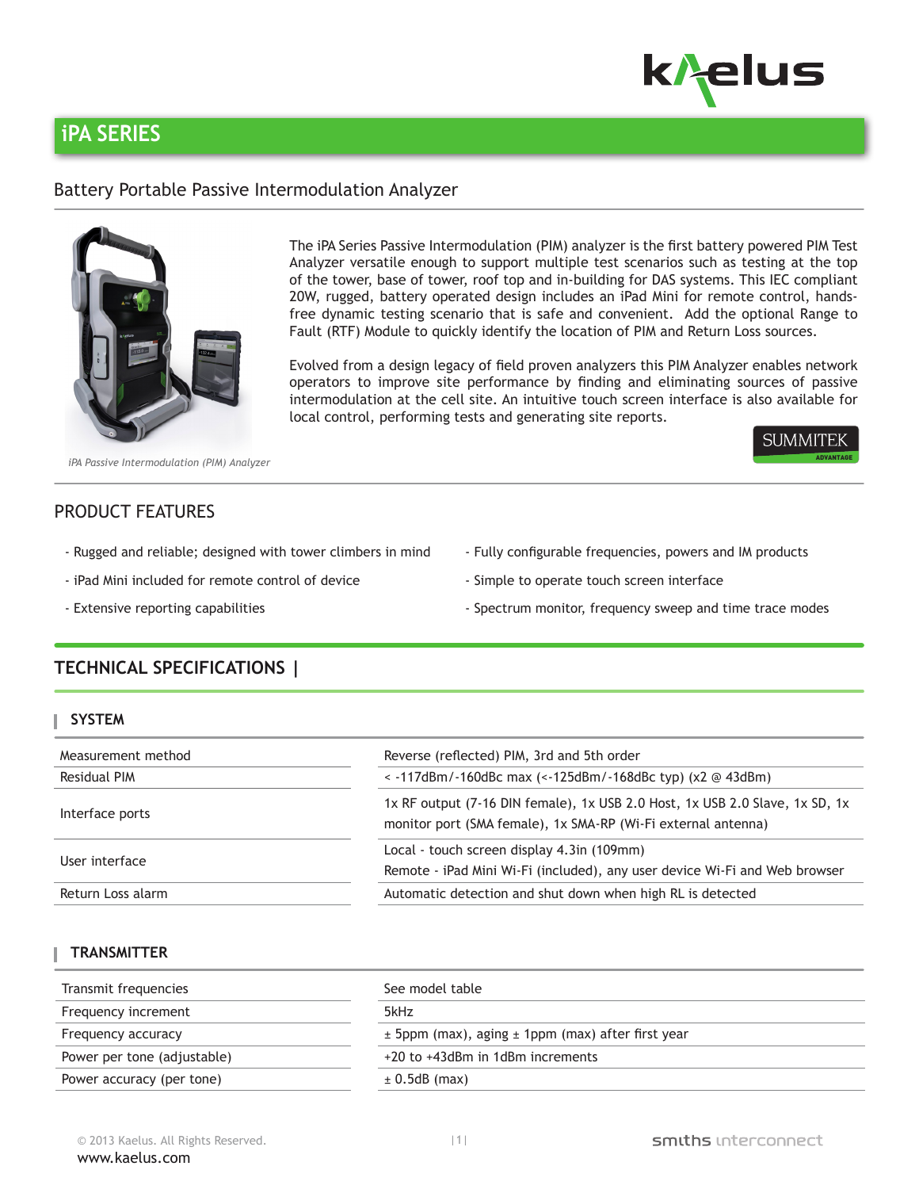# iPA SERIES

## Battery Portable Passive Intermodulation Analyzer

*iPA Passive Intermodulation (PIM) Analyzer*

The iPA Series Passive Intermodulation (PIM) analyzer is the first battery powered PIM Test Analyzer versatile enough to support multiple test scenarios such as testing at the top of the tower, base of tower, roof top and in-building for DAS systems. This IEC compliant 20W, rugged, battery operated design includes an iPad Mini for remote control, hands-free dynamic testing scenario that is safe and convenient. Add the optional Range to Fault (RTF) Module to quickly identify the location of PIM and Return Loss sources.

Evolved from a design legacy of field proven analyzers this PIM Analyzer enables network operators to improve site performance by finding and eliminating sources of passive intermodulation at the cell site. An intuitive touch screen interface is also available for local control, performing tests and generating site reports.

SUMMITEK ADVANTAGE

## PRODUCT FEATURES

- Rugged and reliable; designed with tower climbers in mind
- iPad Mini included for remote control of device
- Extensive reporting capabilities
- Fully configurable frequencies, powers and IM products
- Simple to operate touch screen interface
- Spectrum monitor, frequency sweep and time trace modes

## TECHNICAL SPECIFICATIONS |

### SYSTEM

| | |
|---|---|
| Measurement method | Reverse (reflected) PIM, 3rd and 5th order |
| Residual PIM | < -117dBm/-160dBc max (<-125dBm/-168dBc typ) (x2 @ 43dBm) |
| Interface ports | 1x RF output (7-16 DIN female), 1x USB 2.0 Host, 1x USB 2.0 Slave, 1x SD, 1x monitor port (SMA female), 1x SMA-RP (Wi-Fi external antenna) |
| User interface | Local - touch screen display 4.3in (109mm)<br>Remote - iPad Mini Wi-Fi (included), any user device Wi-Fi and Web browser |
| Return Loss alarm | Automatic detection and shut down when high RL is detected |

### TRANSMITTER

| | |
|---|---|
| Transmit frequencies | See model table |
| Frequency increment | 5kHz |
| Frequency accuracy | ± 5ppm (max), aging ± 1ppm (max) after first year |
| Power per tone (adjustable) | +20 to +43dBm in 1dBm increments |
| Power accuracy (per tone) | ± 0.5dB (max) |

© 2013 Kaelus. All Rights Reserved.
www.kaelus.com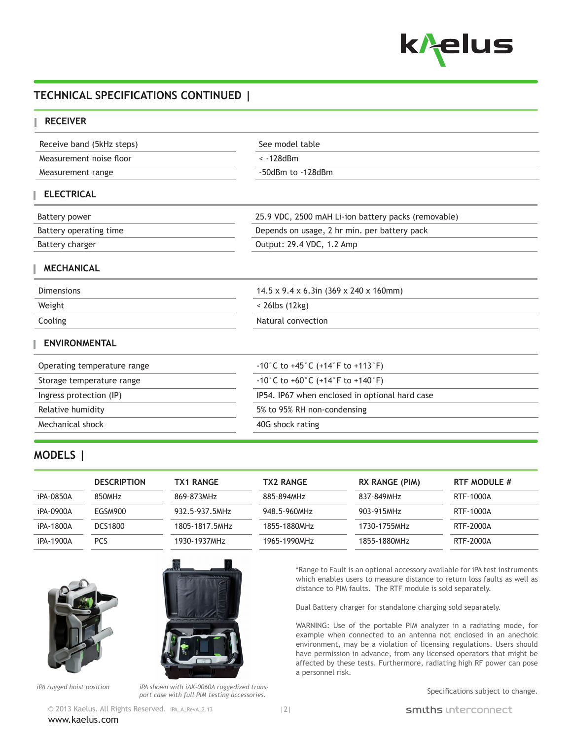## TECHNICAL SPECIFICATIONS CONTINUED |

### RECEIVER

| | |
|---|---|
| Receive band (5kHz steps) | See model table |
| Measurement noise floor | < -128dBm |
| Measurement range | -50dBm to -128dBm |

### ELECTRICAL

| | |
|---|---|
| Battery power | 25.9 VDC, 2500 mAH Li-ion battery packs (removable) |
| Battery operating time | Depends on usage, 2 hr min. per battery pack |
| Battery charger | Output: 29.4 VDC, 1.2 Amp |

### MECHANICAL

| | |
|---|---|
| Dimensions | 14.5 x 9.4 x 6.3in (369 x 240 x 160mm) |
| Weight | < 26lbs (12kg) |
| Cooling | Natural convection |

### ENVIRONMENTAL

| | |
|---|---|
| Operating temperature range | -10˚C to +45˚C (+14˚F to +113˚F) |
| Storage temperature range | -10˚C to +60˚C (+14˚F to +140˚F) |
| Ingress protection (IP) | IP54. IP67 when enclosed in optional hard case |
| Relative humidity | 5% to 95% RH non-condensing |
| Mechanical shock | 40G shock rating |

## MODELS |

| | DESCRIPTION | TX1 RANGE | TX2 RANGE | RX RANGE (PIM) | RTF MODULE # |
|---|---|---|---|---|---|
| iPA-0850A | 850MHz | 869-873MHz | 885-894MHz | 837-849MHz | RTF-1000A |
| iPA-0900A | EGSM900 | 932.5-937.5MHz | 948.5-960MHz | 903-915MHz | RTF-1000A |
| iPA-1800A | DCS1800 | 1805-1817.5MHz | 1855-1880MHz | 1730-1755MHz | RTF-2000A |
| iPA-1900A | PCS | 1930-1937MHz | 1965-1990MHz | 1855-1880MHz | RTF-2000A |

*iPA rugged hoist position*

*iPA shown with iAK-0060A ruggedized transport case with full PIM testing accessories.*

*Range to Fault is an optional accessory available for iPA test instruments which enables users to measure distance to return loss faults as well as distance to PIM faults. The RTF module is sold separately.

Dual Battery charger for standalone charging sold separately.

WARNING: Use of the portable PIM analyzer in a radiating mode, for example when connected to an antenna not enclosed in an anechoic environment, may be a violation of licensing regulations. Users should have permission in advance, from any licensed operators that might be affected by these tests. Furthermore, radiating high RF power can pose a personnel risk.

Specifications subject to change.

© 2013 Kaelus. All Rights Reserved. iPA_A_RevA_2.13

www.kaelus.com